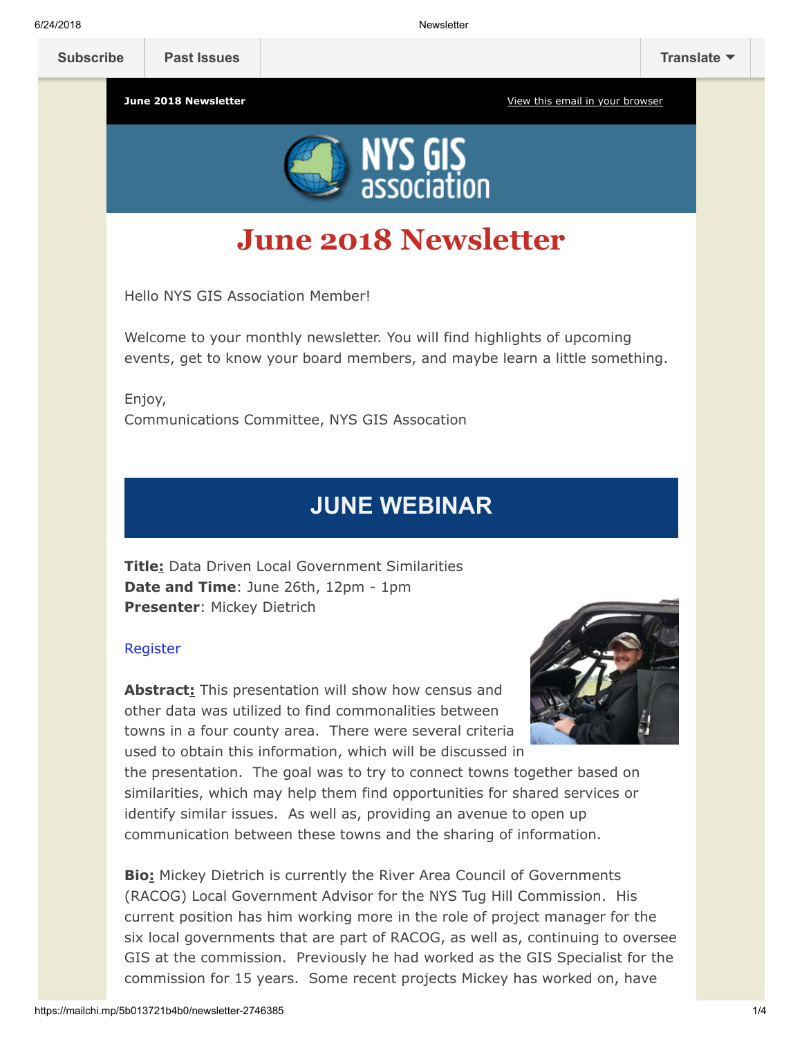Subscribe | Past Issues | Translate

**June 2018 Newsletter** [View this email in your browser]

# June 2018 Newsletter

Hello NYS GIS Association Member!

Welcome to your monthly newsletter. You will find highlights of upcoming events, get to know your board members, and maybe learn a little something.

Enjoy,
Communications Committee, NYS GIS Assocation

## JUNE WEBINAR

**Title:** Data Driven Local Government Similarities
**Date and Time**: June 26th, 12pm - 1pm
**Presenter**: Mickey Dietrich

Register

**Abstract:** This presentation will show how census and other data was utilized to find commonalities between towns in a four county area. There were several criteria used to obtain this information, which will be discussed in the presentation. The goal was to try to connect towns together based on similarities, which may help them find opportunities for shared services or identify similar issues. As well as, providing an avenue to open up communication between these towns and the sharing of information.

**Bio:** Mickey Dietrich is currently the River Area Council of Governments (RACOG) Local Government Advisor for the NYS Tug Hill Commission. His current position has him working more in the role of project manager for the six local governments that are part of RACOG, as well as, continuing to oversee GIS at the commission. Previously he had worked as the GIS Specialist for the commission for 15 years. Some recent projects Mickey has worked on, have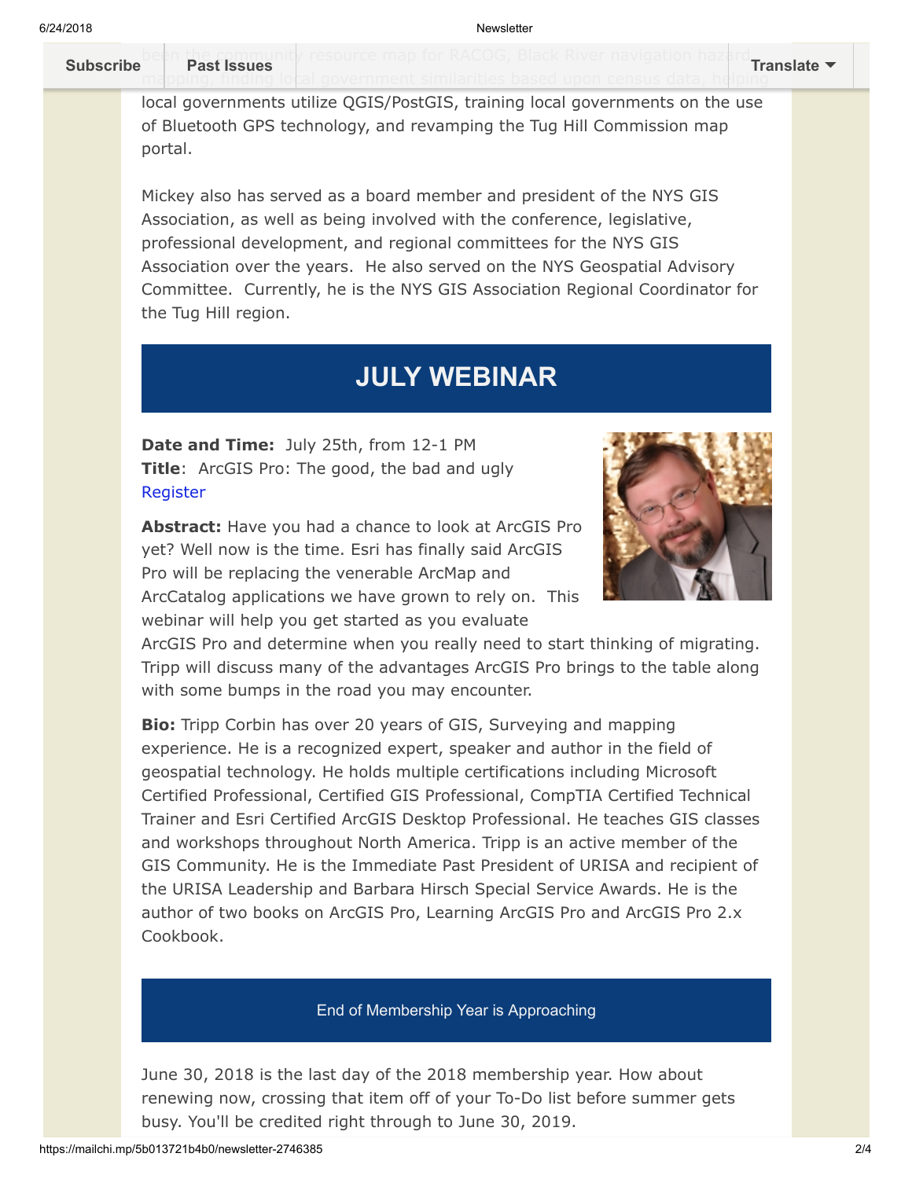been the community resource map for RACOG, Black River navigation hazard mapping, finding local government similarities based upon census data, helping local governments utilize QGIS/PostGIS, training local governments on the use of Bluetooth GPS technology, and revamping the Tug Hill Commission map portal.

Mickey also has served as a board member and president of the NYS GIS Association, as well as being involved with the conference, legislative, professional development, and regional committees for the NYS GIS Association over the years. He also served on the NYS Geospatial Advisory Committee. Currently, he is the NYS GIS Association Regional Coordinator for the Tug Hill region.

## JULY WEBINAR

**Date and Time:** July 25th, from 12-1 PM
**Title**: ArcGIS Pro: The good, the bad and ugly
Register

**Abstract:** Have you had a chance to look at ArcGIS Pro yet? Well now is the time. Esri has finally said ArcGIS Pro will be replacing the venerable ArcMap and ArcCatalog applications we have grown to rely on. This webinar will help you get started as you evaluate ArcGIS Pro and determine when you really need to start thinking of migrating. Tripp will discuss many of the advantages ArcGIS Pro brings to the table along with some bumps in the road you may encounter.

**Bio:** Tripp Corbin has over 20 years of GIS, Surveying and mapping experience. He is a recognized expert, speaker and author in the field of geospatial technology. He holds multiple certifications including Microsoft Certified Professional, Certified GIS Professional, CompTIA Certified Technical Trainer and Esri Certified ArcGIS Desktop Professional. He teaches GIS classes and workshops throughout North America. Tripp is an active member of the GIS Community. He is the Immediate Past President of URISA and recipient of the URISA Leadership and Barbara Hirsch Special Service Awards. He is the author of two books on ArcGIS Pro, Learning ArcGIS Pro and ArcGIS Pro 2.x Cookbook.

## End of Membership Year is Approaching

June 30, 2018 is the last day of the 2018 membership year. How about renewing now, crossing that item off of your To-Do list before summer gets busy. You'll be credited right through to June 30, 2019.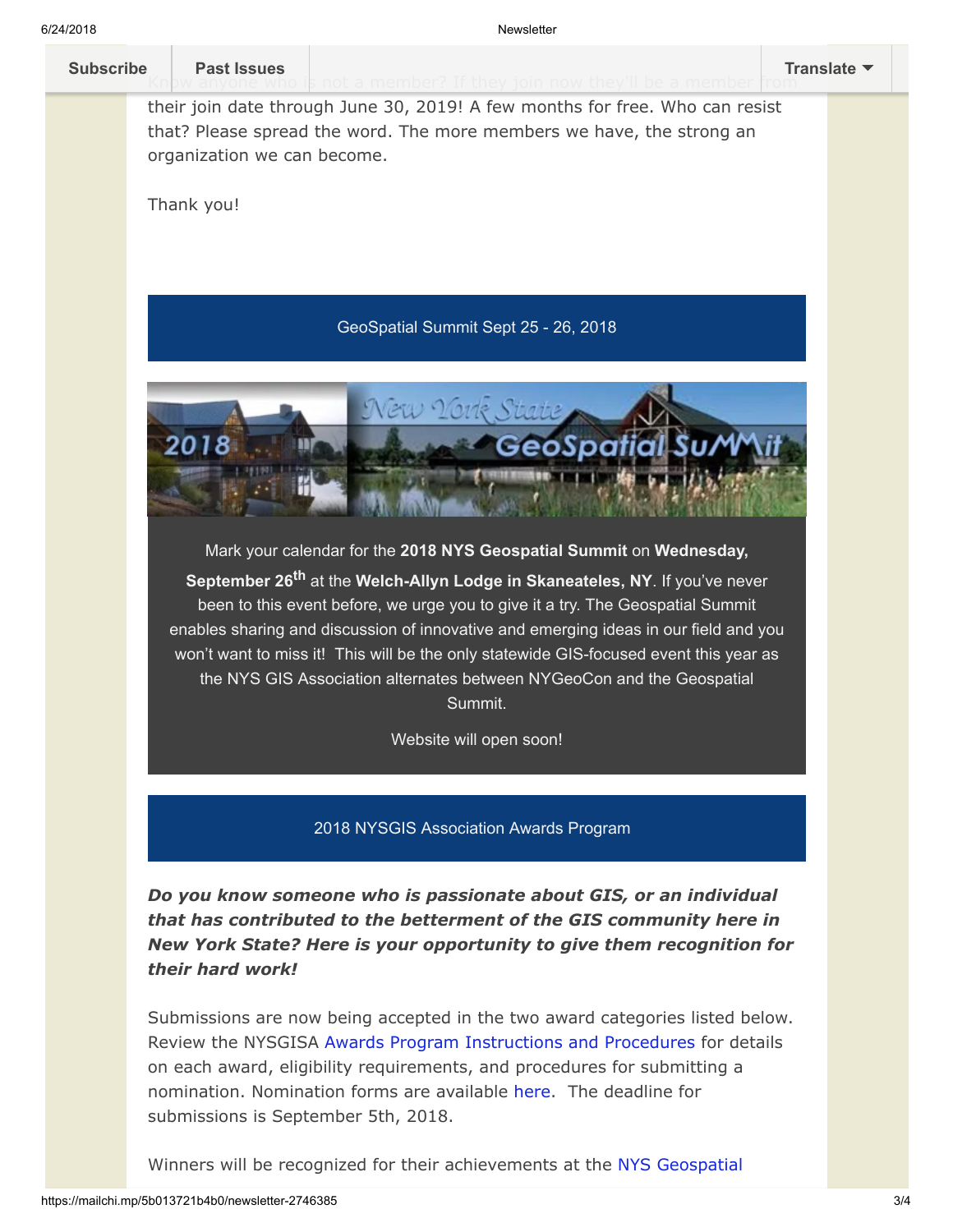Know anyone who is not a member? If they join now they'll be a member from their join date through June 30, 2019! A few months for free. Who can resist that? Please spread the word. The more members we have, the strong an organization we can become.

Thank you!

## GeoSpatial Summit Sept 25 - 26, 2018

Mark your calendar for the **2018 NYS Geospatial Summit** on **Wednesday, September 26th** at the **Welch-Allyn Lodge in Skaneateles, NY**. If you've never been to this event before, we urge you to give it a try. The Geospatial Summit enables sharing and discussion of innovative and emerging ideas in our field and you won't want to miss it! This will be the only statewide GIS-focused event this year as the NYS GIS Association alternates between NYGeoCon and the Geospatial Summit.

Website will open soon!

## 2018 NYSGIS Association Awards Program

***Do you know someone who is passionate about GIS, or an individual that has contributed to the betterment of the GIS community here in New York State? Here is your opportunity to give them recognition for their hard work!***

Submissions are now being accepted in the two award categories listed below. Review the NYSGISA Awards Program Instructions and Procedures for details on each award, eligibility requirements, and procedures for submitting a nomination. Nomination forms are available here. The deadline for submissions is September 5th, 2018.

Winners will be recognized for their achievements at the NYS Geospatial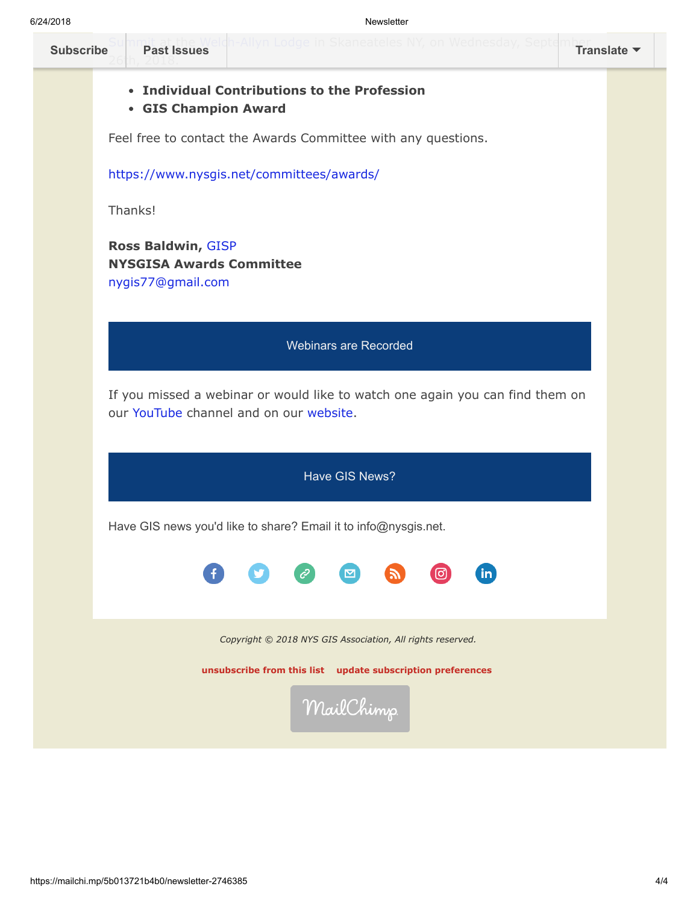Summit at the Welch-Allyn Lodge in Skaneateles NY, on Wednesday, September 26th, 2018.

- **Individual Contributions to the Profession**
- **GIS Champion Award**

Feel free to contact the Awards Committee with any questions.

https://www.nysgis.net/committees/awards/

Thanks!

**Ross Baldwin,** GISP
**NYSGISA Awards Committee**
nygis77@gmail.com

## Webinars are Recorded

If you missed a webinar or would like to watch one again you can find them on our YouTube channel and on our website.

## Have GIS News?

Have GIS news you'd like to share? Email it to info@nysgis.net.

*Copyright © 2018 NYS GIS Association, All rights reserved.*

**unsubscribe from this list** **update subscription preferences**

MailChimp